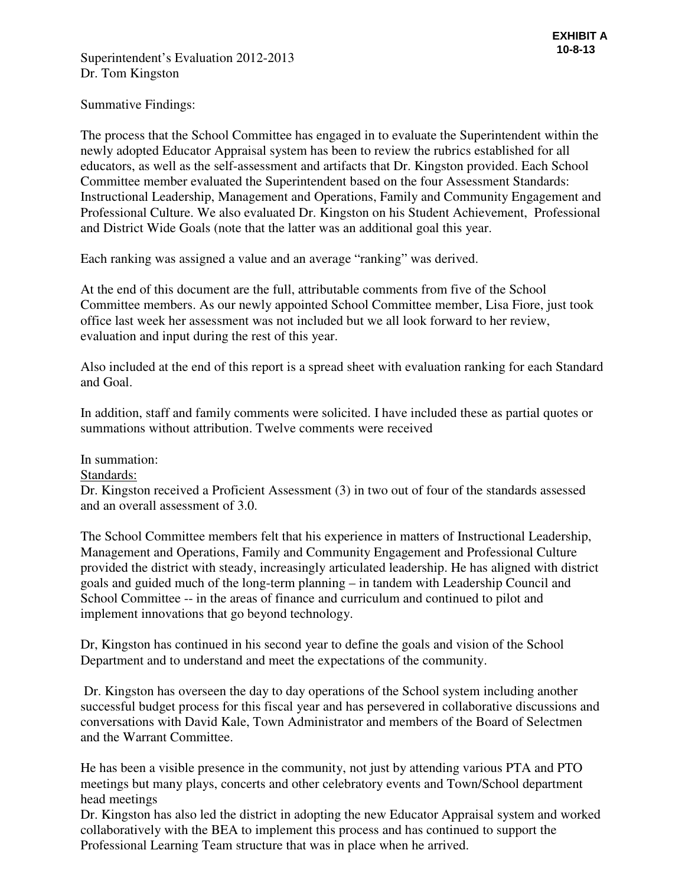**EXHIBIT A**
**10-8-13**

Superintendent's Evaluation 2012-2013
Dr. Tom Kingston

Summative Findings:

The process that the School Committee has engaged in to evaluate the Superintendent within the newly adopted Educator Appraisal system has been to review the rubrics established for all educators, as well as the self-assessment and artifacts that Dr. Kingston provided. Each School Committee member evaluated the Superintendent based on the four Assessment Standards: Instructional Leadership, Management and Operations, Family and Community Engagement and Professional Culture. We also evaluated Dr. Kingston on his Student Achievement, Professional and District Wide Goals (note that the latter was an additional goal this year.

Each ranking was assigned a value and an average "ranking" was derived.

At the end of this document are the full, attributable comments from five of the School Committee members. As our newly appointed School Committee member, Lisa Fiore, just took office last week her assessment was not included but we all look forward to her review, evaluation and input during the rest of this year.

Also included at the end of this report is a spread sheet with evaluation ranking for each Standard and Goal.

In addition, staff and family comments were solicited. I have included these as partial quotes or summations without attribution. Twelve comments were received

In summation:

<u>Standards:</u>

Dr. Kingston received a Proficient Assessment (3) in two out of four of the standards assessed and an overall assessment of 3.0.

The School Committee members felt that his experience in matters of Instructional Leadership, Management and Operations, Family and Community Engagement and Professional Culture provided the district with steady, increasingly articulated leadership. He has aligned with district goals and guided much of the long-term planning – in tandem with Leadership Council and School Committee -- in the areas of finance and curriculum and continued to pilot and implement innovations that go beyond technology.

Dr, Kingston has continued in his second year to define the goals and vision of the School Department and to understand and meet the expectations of the community.

Dr. Kingston has overseen the day to day operations of the School system including another successful budget process for this fiscal year and has persevered in collaborative discussions and conversations with David Kale, Town Administrator and members of the Board of Selectmen and the Warrant Committee.

He has been a visible presence in the community, not just by attending various PTA and PTO meetings but many plays, concerts and other celebratory events and Town/School department head meetings

Dr. Kingston has also led the district in adopting the new Educator Appraisal system and worked collaboratively with the BEA to implement this process and has continued to support the Professional Learning Team structure that was in place when he arrived.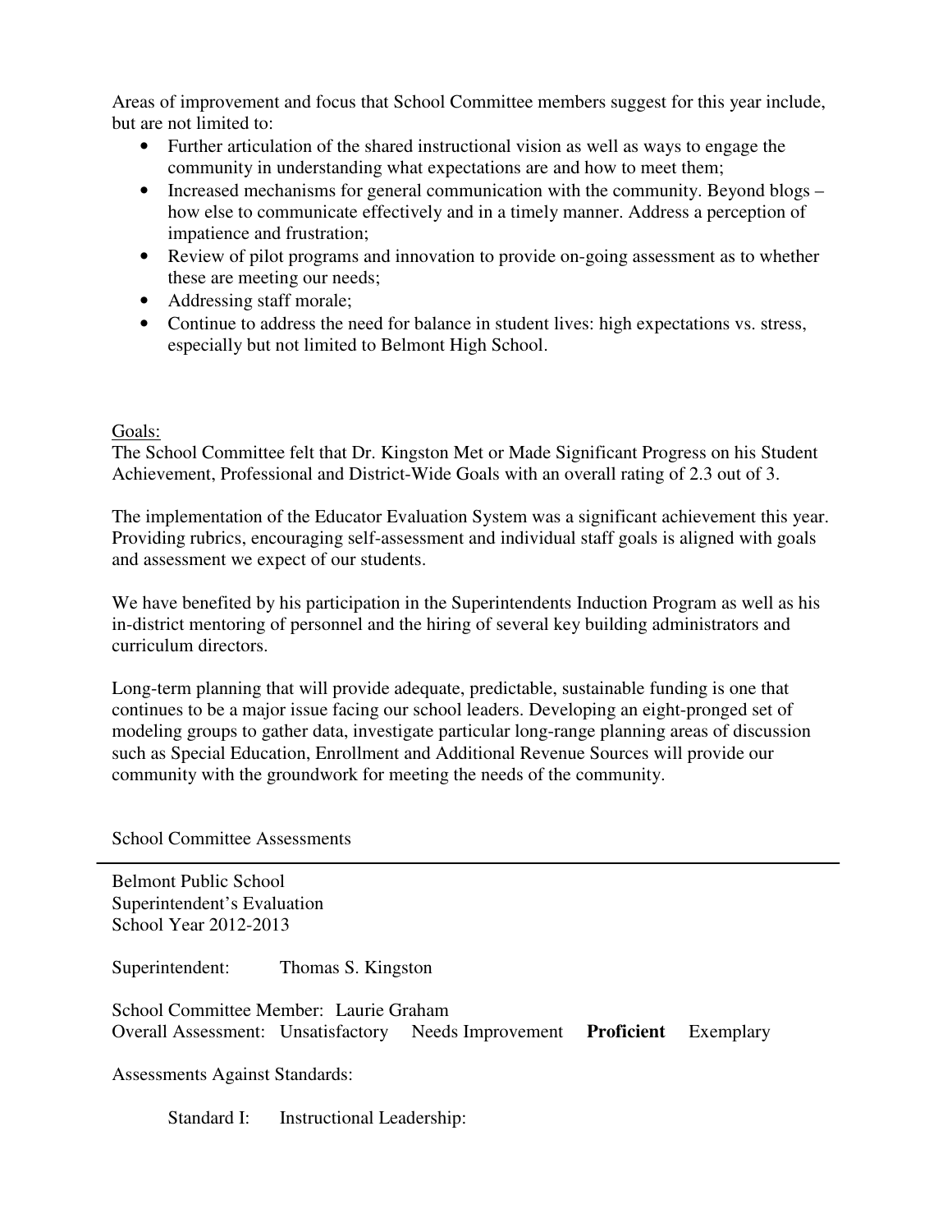Areas of improvement and focus that School Committee members suggest for this year include, but are not limited to:

- Further articulation of the shared instructional vision as well as ways to engage the community in understanding what expectations are and how to meet them;
- Increased mechanisms for general communication with the community. Beyond blogs – how else to communicate effectively and in a timely manner. Address a perception of impatience and frustration;
- Review of pilot programs and innovation to provide on-going assessment as to whether these are meeting our needs;
- Addressing staff morale;
- Continue to address the need for balance in student lives: high expectations vs. stress, especially but not limited to Belmont High School.

Goals:

The School Committee felt that Dr. Kingston Met or Made Significant Progress on his Student Achievement, Professional and District-Wide Goals with an overall rating of 2.3 out of 3.

The implementation of the Educator Evaluation System was a significant achievement this year. Providing rubrics, encouraging self-assessment and individual staff goals is aligned with goals and assessment we expect of our students.

We have benefited by his participation in the Superintendents Induction Program as well as his in-district mentoring of personnel and the hiring of several key building administrators and curriculum directors.

Long-term planning that will provide adequate, predictable, sustainable funding is one that continues to be a major issue facing our school leaders. Developing an eight-pronged set of modeling groups to gather data, investigate particular long-range planning areas of discussion such as Special Education, Enrollment and Additional Revenue Sources will provide our community with the groundwork for meeting the needs of the community.

School Committee Assessments

---

Belmont Public School
Superintendent's Evaluation
School Year 2012-2013

Superintendent: Thomas S. Kingston

School Committee Member: Laurie Graham
Overall Assessment: Unsatisfactory Needs Improvement **Proficient** Exemplary

Assessments Against Standards:

Standard I: Instructional Leadership: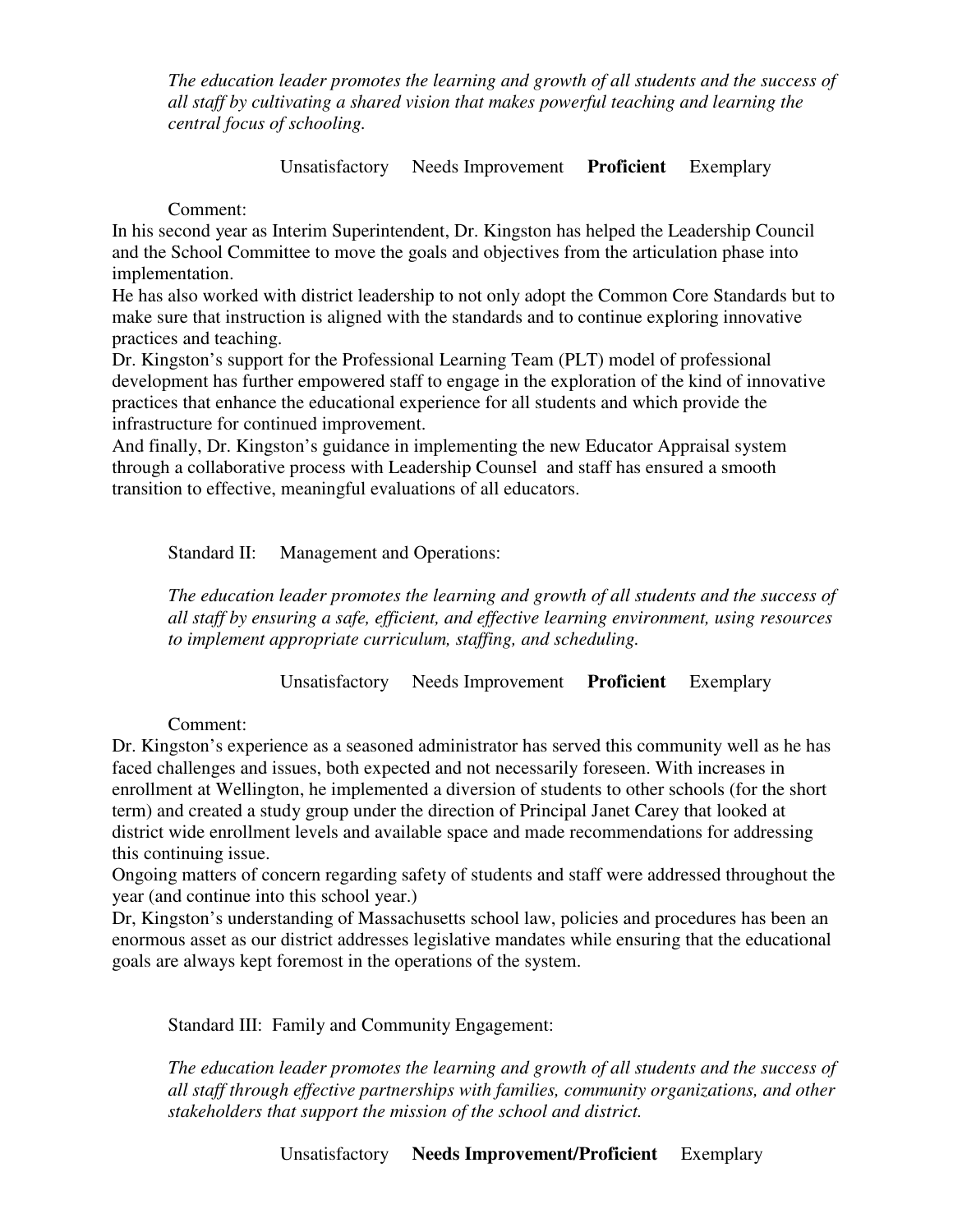*The education leader promotes the learning and growth of all students and the success of all staff by cultivating a shared vision that makes powerful teaching and learning the central focus of schooling.*

Unsatisfactory Needs Improvement **Proficient** Exemplary

Comment:

In his second year as Interim Superintendent, Dr. Kingston has helped the Leadership Council and the School Committee to move the goals and objectives from the articulation phase into implementation.

He has also worked with district leadership to not only adopt the Common Core Standards but to make sure that instruction is aligned with the standards and to continue exploring innovative practices and teaching.

Dr. Kingston's support for the Professional Learning Team (PLT) model of professional development has further empowered staff to engage in the exploration of the kind of innovative practices that enhance the educational experience for all students and which provide the infrastructure for continued improvement.

And finally, Dr. Kingston's guidance in implementing the new Educator Appraisal system through a collaborative process with Leadership Counsel and staff has ensured a smooth transition to effective, meaningful evaluations of all educators.

Standard II: Management and Operations:

*The education leader promotes the learning and growth of all students and the success of all staff by ensuring a safe, efficient, and effective learning environment, using resources to implement appropriate curriculum, staffing, and scheduling.*

Unsatisfactory Needs Improvement **Proficient** Exemplary

Comment:

Dr. Kingston's experience as a seasoned administrator has served this community well as he has faced challenges and issues, both expected and not necessarily foreseen. With increases in enrollment at Wellington, he implemented a diversion of students to other schools (for the short term) and created a study group under the direction of Principal Janet Carey that looked at district wide enrollment levels and available space and made recommendations for addressing this continuing issue.

Ongoing matters of concern regarding safety of students and staff were addressed throughout the year (and continue into this school year.)

Dr, Kingston's understanding of Massachusetts school law, policies and procedures has been an enormous asset as our district addresses legislative mandates while ensuring that the educational goals are always kept foremost in the operations of the system.

Standard III: Family and Community Engagement:

*The education leader promotes the learning and growth of all students and the success of all staff through effective partnerships with families, community organizations, and other stakeholders that support the mission of the school and district.*

Unsatisfactory **Needs Improvement/Proficient** Exemplary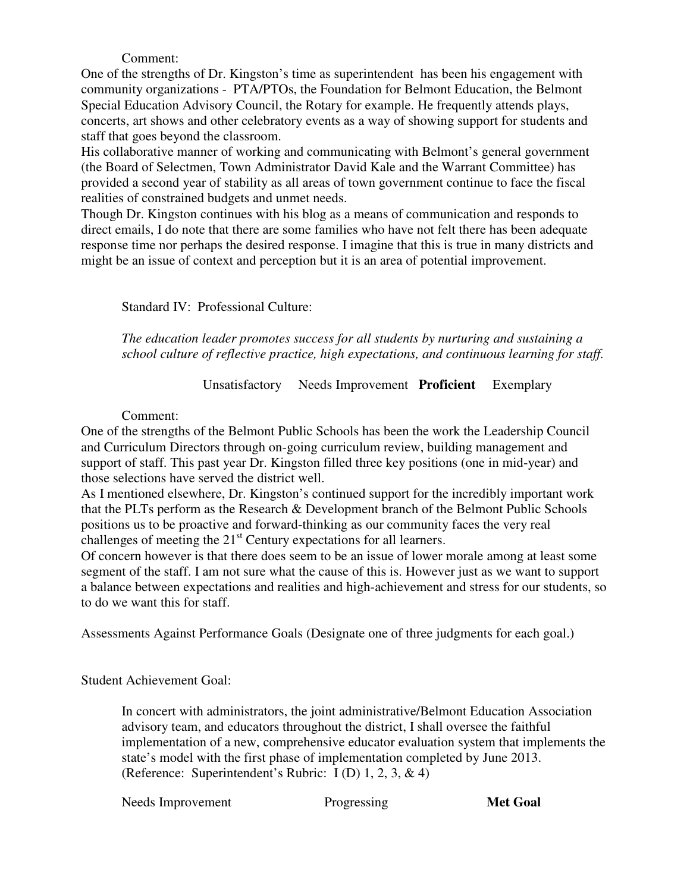Comment:

One of the strengths of Dr. Kingston's time as superintendent has been his engagement with community organizations - PTA/PTOs, the Foundation for Belmont Education, the Belmont Special Education Advisory Council, the Rotary for example. He frequently attends plays, concerts, art shows and other celebratory events as a way of showing support for students and staff that goes beyond the classroom.

His collaborative manner of working and communicating with Belmont's general government (the Board of Selectmen, Town Administrator David Kale and the Warrant Committee) has provided a second year of stability as all areas of town government continue to face the fiscal realities of constrained budgets and unmet needs.

Though Dr. Kingston continues with his blog as a means of communication and responds to direct emails, I do note that there are some families who have not felt there has been adequate response time nor perhaps the desired response. I imagine that this is true in many districts and might be an issue of context and perception but it is an area of potential improvement.

Standard IV: Professional Culture:

*The education leader promotes success for all students by nurturing and sustaining a school culture of reflective practice, high expectations, and continuous learning for staff.*

Unsatisfactory Needs Improvement **Proficient** Exemplary

Comment:

One of the strengths of the Belmont Public Schools has been the work the Leadership Council and Curriculum Directors through on-going curriculum review, building management and support of staff. This past year Dr. Kingston filled three key positions (one in mid-year) and those selections have served the district well.

As I mentioned elsewhere, Dr. Kingston's continued support for the incredibly important work that the PLTs perform as the Research & Development branch of the Belmont Public Schools positions us to be proactive and forward-thinking as our community faces the very real challenges of meeting the 21st Century expectations for all learners.

Of concern however is that there does seem to be an issue of lower morale among at least some segment of the staff. I am not sure what the cause of this is. However just as we want to support a balance between expectations and realities and high-achievement and stress for our students, so to do we want this for staff.

Assessments Against Performance Goals (Designate one of three judgments for each goal.)

Student Achievement Goal:

In concert with administrators, the joint administrative/Belmont Education Association advisory team, and educators throughout the district, I shall oversee the faithful implementation of a new, comprehensive educator evaluation system that implements the state's model with the first phase of implementation completed by June 2013. (Reference: Superintendent's Rubric: I (D) 1, 2, 3, & 4)

Needs Improvement Progressing **Met Goal**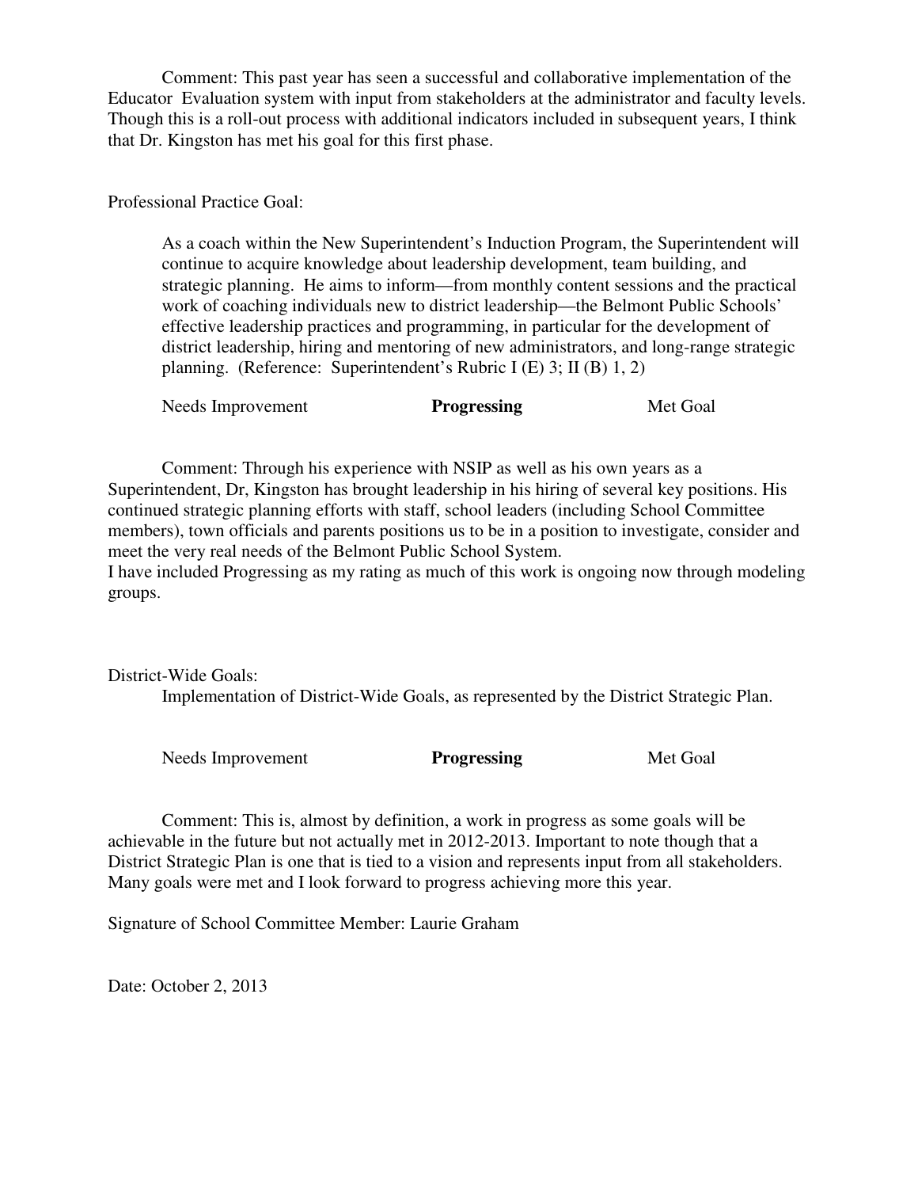Comment: This past year has seen a successful and collaborative implementation of the Educator Evaluation system with input from stakeholders at the administrator and faculty levels. Though this is a roll-out process with additional indicators included in subsequent years, I think that Dr. Kingston has met his goal for this first phase.

Professional Practice Goal:

> As a coach within the New Superintendent's Induction Program, the Superintendent will continue to acquire knowledge about leadership development, team building, and strategic planning. He aims to inform—from monthly content sessions and the practical work of coaching individuals new to district leadership—the Belmont Public Schools' effective leadership practices and programming, in particular for the development of district leadership, hiring and mentoring of new administrators, and long-range strategic planning. (Reference: Superintendent's Rubric I (E) 3; II (B) 1, 2)

Needs Improvement **Progressing** Met Goal

Comment: Through his experience with NSIP as well as his own years as a Superintendent, Dr, Kingston has brought leadership in his hiring of several key positions. His continued strategic planning efforts with staff, school leaders (including School Committee members), town officials and parents positions us to be in a position to investigate, consider and meet the very real needs of the Belmont Public School System.
I have included Progressing as my rating as much of this work is ongoing now through modeling groups.

District-Wide Goals:

> Implementation of District-Wide Goals, as represented by the District Strategic Plan.

Needs Improvement **Progressing** Met Goal

Comment: This is, almost by definition, a work in progress as some goals will be achievable in the future but not actually met in 2012-2013. Important to note though that a District Strategic Plan is one that is tied to a vision and represents input from all stakeholders. Many goals were met and I look forward to progress achieving more this year.

Signature of School Committee Member: Laurie Graham

Date: October 2, 2013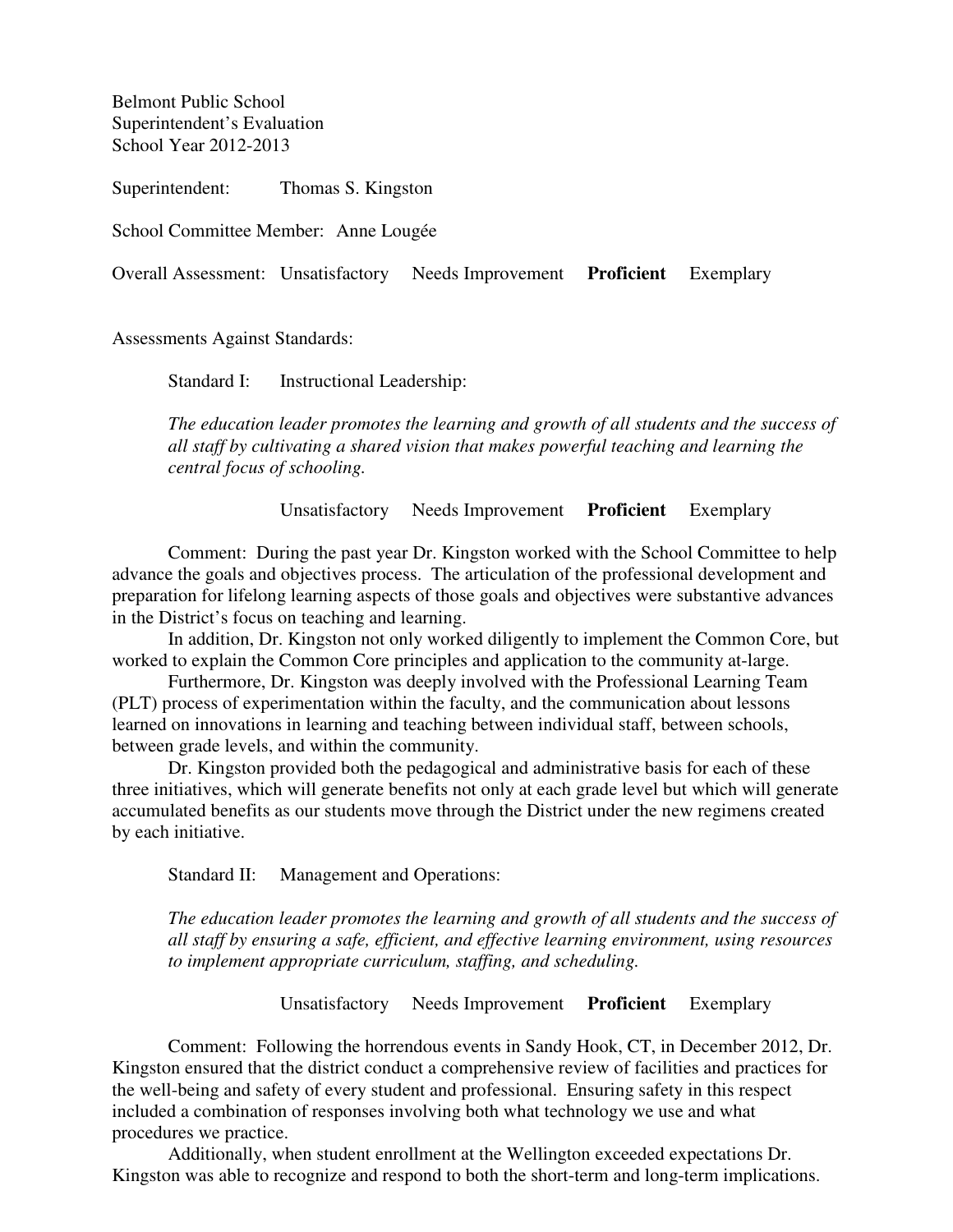Belmont Public School
Superintendent's Evaluation
School Year 2012-2013

Superintendent: Thomas S. Kingston

School Committee Member: Anne Lougée

Overall Assessment: Unsatisfactory Needs Improvement **Proficient** Exemplary

Assessments Against Standards:

Standard I: Instructional Leadership:

*The education leader promotes the learning and growth of all students and the success of all staff by cultivating a shared vision that makes powerful teaching and learning the central focus of schooling.*

Unsatisfactory Needs Improvement **Proficient** Exemplary

Comment: During the past year Dr. Kingston worked with the School Committee to help advance the goals and objectives process. The articulation of the professional development and preparation for lifelong learning aspects of those goals and objectives were substantive advances in the District's focus on teaching and learning.

In addition, Dr. Kingston not only worked diligently to implement the Common Core, but worked to explain the Common Core principles and application to the community at-large.

Furthermore, Dr. Kingston was deeply involved with the Professional Learning Team (PLT) process of experimentation within the faculty, and the communication about lessons learned on innovations in learning and teaching between individual staff, between schools, between grade levels, and within the community.

Dr. Kingston provided both the pedagogical and administrative basis for each of these three initiatives, which will generate benefits not only at each grade level but which will generate accumulated benefits as our students move through the District under the new regimens created by each initiative.

Standard II: Management and Operations:

*The education leader promotes the learning and growth of all students and the success of all staff by ensuring a safe, efficient, and effective learning environment, using resources to implement appropriate curriculum, staffing, and scheduling.*

Unsatisfactory Needs Improvement **Proficient** Exemplary

Comment: Following the horrendous events in Sandy Hook, CT, in December 2012, Dr. Kingston ensured that the district conduct a comprehensive review of facilities and practices for the well-being and safety of every student and professional. Ensuring safety in this respect included a combination of responses involving both what technology we use and what procedures we practice.

Additionally, when student enrollment at the Wellington exceeded expectations Dr. Kingston was able to recognize and respond to both the short-term and long-term implications.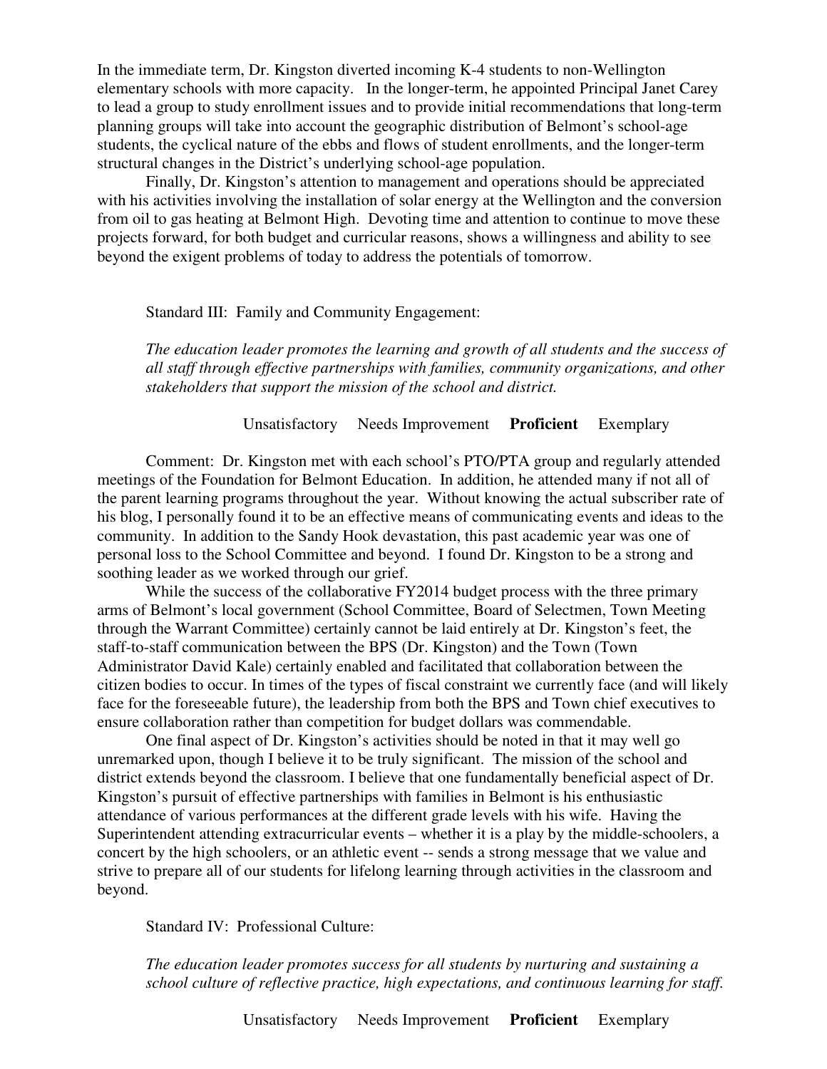In the immediate term, Dr. Kingston diverted incoming K-4 students to non-Wellington elementary schools with more capacity. In the longer-term, he appointed Principal Janet Carey to lead a group to study enrollment issues and to provide initial recommendations that long-term planning groups will take into account the geographic distribution of Belmont's school-age students, the cyclical nature of the ebbs and flows of student enrollments, and the longer-term structural changes in the District's underlying school-age population.

Finally, Dr. Kingston's attention to management and operations should be appreciated with his activities involving the installation of solar energy at the Wellington and the conversion from oil to gas heating at Belmont High. Devoting time and attention to continue to move these projects forward, for both budget and curricular reasons, shows a willingness and ability to see beyond the exigent problems of today to address the potentials of tomorrow.

Standard III: Family and Community Engagement:

*The education leader promotes the learning and growth of all students and the success of all staff through effective partnerships with families, community organizations, and other stakeholders that support the mission of the school and district.*

Unsatisfactory Needs Improvement **Proficient** Exemplary

Comment: Dr. Kingston met with each school's PTO/PTA group and regularly attended meetings of the Foundation for Belmont Education. In addition, he attended many if not all of the parent learning programs throughout the year. Without knowing the actual subscriber rate of his blog, I personally found it to be an effective means of communicating events and ideas to the community. In addition to the Sandy Hook devastation, this past academic year was one of personal loss to the School Committee and beyond. I found Dr. Kingston to be a strong and soothing leader as we worked through our grief.

While the success of the collaborative FY2014 budget process with the three primary arms of Belmont's local government (School Committee, Board of Selectmen, Town Meeting through the Warrant Committee) certainly cannot be laid entirely at Dr. Kingston's feet, the staff-to-staff communication between the BPS (Dr. Kingston) and the Town (Town Administrator David Kale) certainly enabled and facilitated that collaboration between the citizen bodies to occur. In times of the types of fiscal constraint we currently face (and will likely face for the foreseeable future), the leadership from both the BPS and Town chief executives to ensure collaboration rather than competition for budget dollars was commendable.

One final aspect of Dr. Kingston's activities should be noted in that it may well go unremarked upon, though I believe it to be truly significant. The mission of the school and district extends beyond the classroom. I believe that one fundamentally beneficial aspect of Dr. Kingston's pursuit of effective partnerships with families in Belmont is his enthusiastic attendance of various performances at the different grade levels with his wife. Having the Superintendent attending extracurricular events – whether it is a play by the middle-schoolers, a concert by the high schoolers, or an athletic event -- sends a strong message that we value and strive to prepare all of our students for lifelong learning through activities in the classroom and beyond.

Standard IV: Professional Culture:

*The education leader promotes success for all students by nurturing and sustaining a school culture of reflective practice, high expectations, and continuous learning for staff.*

Unsatisfactory Needs Improvement **Proficient** Exemplary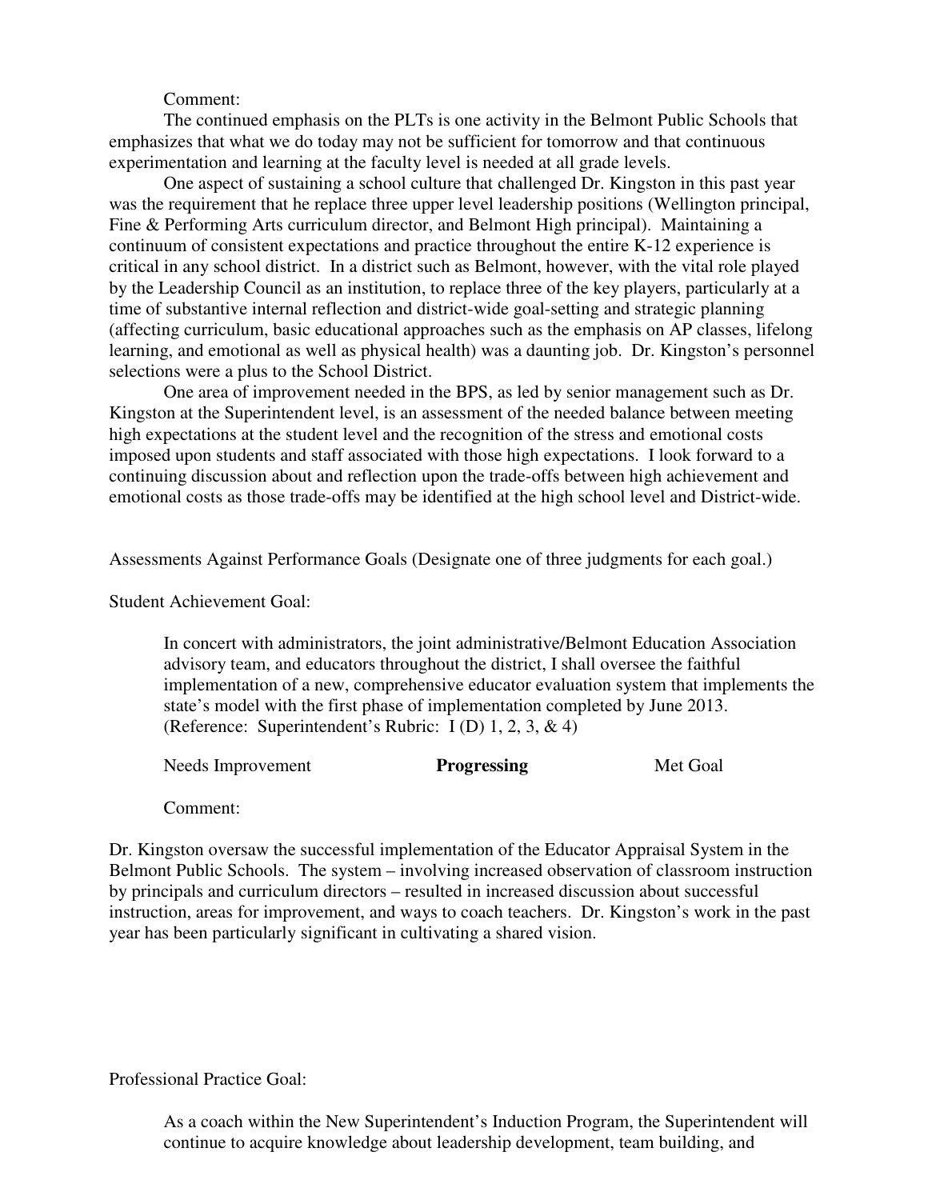Comment:

The continued emphasis on the PLTs is one activity in the Belmont Public Schools that emphasizes that what we do today may not be sufficient for tomorrow and that continuous experimentation and learning at the faculty level is needed at all grade levels.

One aspect of sustaining a school culture that challenged Dr. Kingston in this past year was the requirement that he replace three upper level leadership positions (Wellington principal, Fine & Performing Arts curriculum director, and Belmont High principal). Maintaining a continuum of consistent expectations and practice throughout the entire K-12 experience is critical in any school district. In a district such as Belmont, however, with the vital role played by the Leadership Council as an institution, to replace three of the key players, particularly at a time of substantive internal reflection and district-wide goal-setting and strategic planning (affecting curriculum, basic educational approaches such as the emphasis on AP classes, lifelong learning, and emotional as well as physical health) was a daunting job. Dr. Kingston's personnel selections were a plus to the School District.

One area of improvement needed in the BPS, as led by senior management such as Dr. Kingston at the Superintendent level, is an assessment of the needed balance between meeting high expectations at the student level and the recognition of the stress and emotional costs imposed upon students and staff associated with those high expectations. I look forward to a continuing discussion about and reflection upon the trade-offs between high achievement and emotional costs as those trade-offs may be identified at the high school level and District-wide.

Assessments Against Performance Goals (Designate one of three judgments for each goal.)

Student Achievement Goal:

> In concert with administrators, the joint administrative/Belmont Education Association advisory team, and educators throughout the district, I shall oversee the faithful implementation of a new, comprehensive educator evaluation system that implements the state's model with the first phase of implementation completed by June 2013. (Reference: Superintendent's Rubric: I (D) 1, 2, 3, & 4)
>
> Needs Improvement **Progressing** Met Goal
>
> Comment:

Dr. Kingston oversaw the successful implementation of the Educator Appraisal System in the Belmont Public Schools. The system – involving increased observation of classroom instruction by principals and curriculum directors – resulted in increased discussion about successful instruction, areas for improvement, and ways to coach teachers. Dr. Kingston's work in the past year has been particularly significant in cultivating a shared vision.

Professional Practice Goal:

> As a coach within the New Superintendent's Induction Program, the Superintendent will continue to acquire knowledge about leadership development, team building, and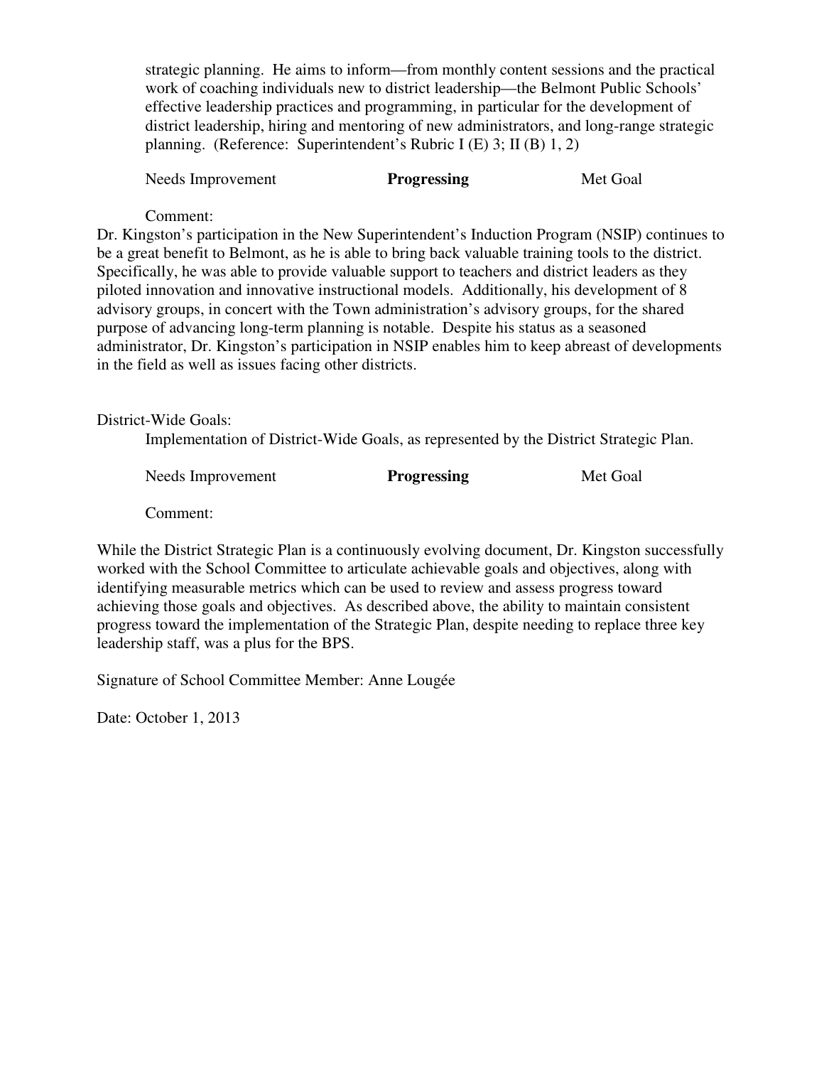strategic planning. He aims to inform—from monthly content sessions and the practical work of coaching individuals new to district leadership—the Belmont Public Schools' effective leadership practices and programming, in particular for the development of district leadership, hiring and mentoring of new administrators, and long-range strategic planning. (Reference: Superintendent's Rubric I (E) 3; II (B) 1, 2)

Needs Improvement **Progressing** Met Goal

Comment:

Dr. Kingston's participation in the New Superintendent's Induction Program (NSIP) continues to be a great benefit to Belmont, as he is able to bring back valuable training tools to the district. Specifically, he was able to provide valuable support to teachers and district leaders as they piloted innovation and innovative instructional models. Additionally, his development of 8 advisory groups, in concert with the Town administration's advisory groups, for the shared purpose of advancing long-term planning is notable. Despite his status as a seasoned administrator, Dr. Kingston's participation in NSIP enables him to keep abreast of developments in the field as well as issues facing other districts.

District-Wide Goals:

Implementation of District-Wide Goals, as represented by the District Strategic Plan.

Needs Improvement **Progressing** Met Goal

Comment:

While the District Strategic Plan is a continuously evolving document, Dr. Kingston successfully worked with the School Committee to articulate achievable goals and objectives, along with identifying measurable metrics which can be used to review and assess progress toward achieving those goals and objectives. As described above, the ability to maintain consistent progress toward the implementation of the Strategic Plan, despite needing to replace three key leadership staff, was a plus for the BPS.

Signature of School Committee Member: Anne Lougée

Date: October 1, 2013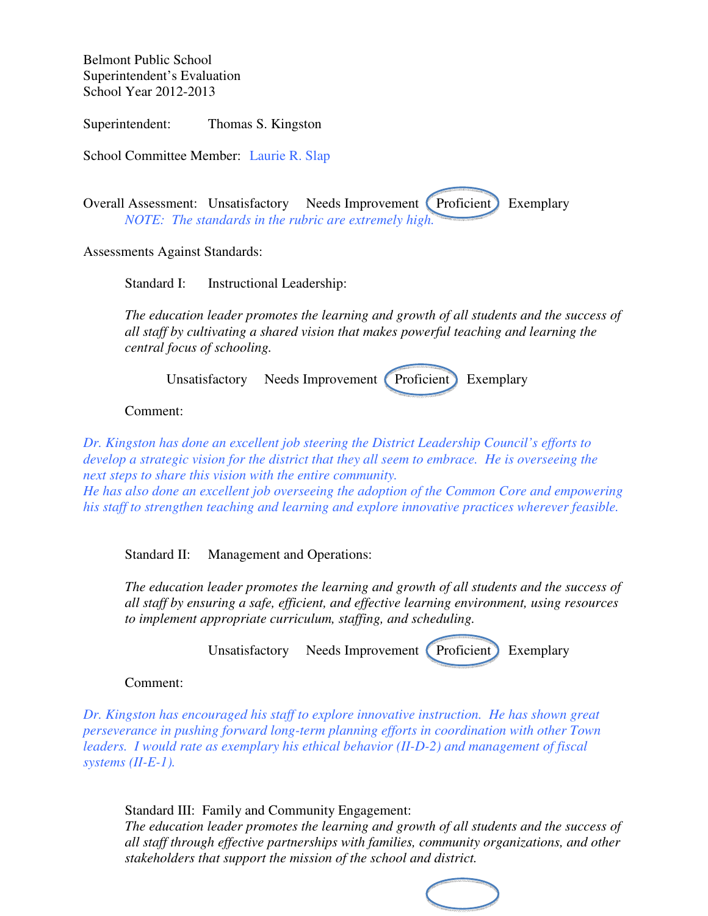Belmont Public School
Superintendent's Evaluation
School Year 2012-2013

Superintendent: Thomas S. Kingston

School Committee Member: Laurie R. Slap

Overall Assessment: Unsatisfactory Needs Improvement **(Proficient)** Exemplary

*NOTE: The standards in the rubric are extremely high.*

Assessments Against Standards:

Standard I: Instructional Leadership:

*The education leader promotes the learning and growth of all students and the success of all staff by cultivating a shared vision that makes powerful teaching and learning the central focus of schooling.*

Unsatisfactory Needs Improvement **(Proficient)** Exemplary

Comment:

*Dr. Kingston has done an excellent job steering the District Leadership Council's efforts to develop a strategic vision for the district that they all seem to embrace. He is overseeing the next steps to share this vision with the entire community.*
*He has also done an excellent job overseeing the adoption of the Common Core and empowering his staff to strengthen teaching and learning and explore innovative practices wherever feasible.*

Standard II: Management and Operations:

*The education leader promotes the learning and growth of all students and the success of all staff by ensuring a safe, efficient, and effective learning environment, using resources to implement appropriate curriculum, staffing, and scheduling.*

Unsatisfactory Needs Improvement **(Proficient)** Exemplary

Comment:

*Dr. Kingston has encouraged his staff to explore innovative instruction. He has shown great perseverance in pushing forward long-term planning efforts in coordination with other Town leaders. I would rate as exemplary his ethical behavior (II-D-2) and management of fiscal systems (II-E-1).*

Standard III: Family and Community Engagement:

*The education leader promotes the learning and growth of all students and the success of all staff through effective partnerships with families, community organizations, and other stakeholders that support the mission of the school and district.*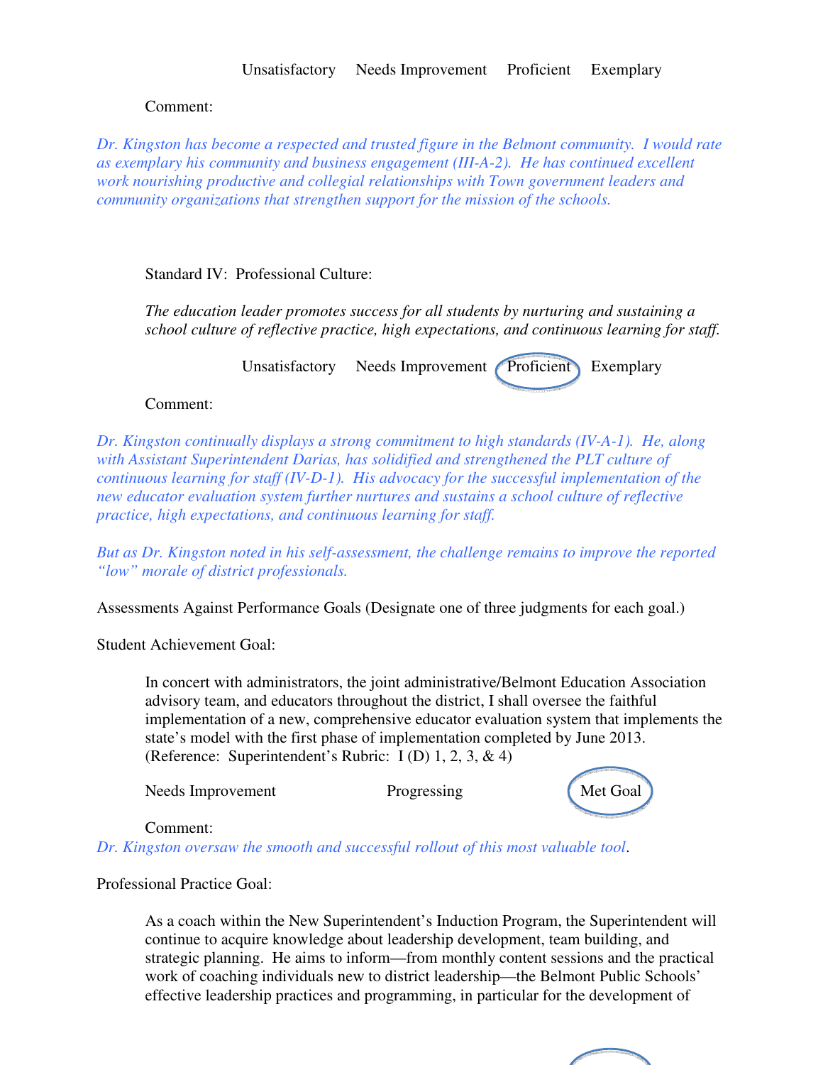Unsatisfactory    Needs Improvement    Proficient    Exemplary

Comment:

*Dr. Kingston has become a respected and trusted figure in the Belmont community. I would rate as exemplary his community and business engagement (III-A-2). He has continued excellent work nourishing productive and collegial relationships with Town government leaders and community organizations that strengthen support for the mission of the schools.*

Standard IV: Professional Culture:

*The education leader promotes success for all students by nurturing and sustaining a school culture of reflective practice, high expectations, and continuous learning for staff.*

Unsatisfactory    Needs Improvement    **(Proficient)** [circled]    Exemplary

Comment:

*Dr. Kingston continually displays a strong commitment to high standards (IV-A-1). He, along with Assistant Superintendent Darias, has solidified and strengthened the PLT culture of continuous learning for staff (IV-D-1). His advocacy for the successful implementation of the new educator evaluation system further nurtures and sustains a school culture of reflective practice, high expectations, and continuous learning for staff.*

*But as Dr. Kingston noted in his self-assessment, the challenge remains to improve the reported "low" morale of district professionals.*

Assessments Against Performance Goals (Designate one of three judgments for each goal.)

Student Achievement Goal:

In concert with administrators, the joint administrative/Belmont Education Association advisory team, and educators throughout the district, I shall oversee the faithful implementation of a new, comprehensive educator evaluation system that implements the state's model with the first phase of implementation completed by June 2013. (Reference: Superintendent's Rubric: I (D) 1, 2, 3, & 4)

Needs Improvement    Progressing    **(Met Goal)** [circled]

Comment:
*Dr. Kingston oversaw the smooth and successful rollout of this most valuable tool*.

Professional Practice Goal:

As a coach within the New Superintendent's Induction Program, the Superintendent will continue to acquire knowledge about leadership development, team building, and strategic planning. He aims to inform—from monthly content sessions and the practical work of coaching individuals new to district leadership—the Belmont Public Schools' effective leadership practices and programming, in particular for the development of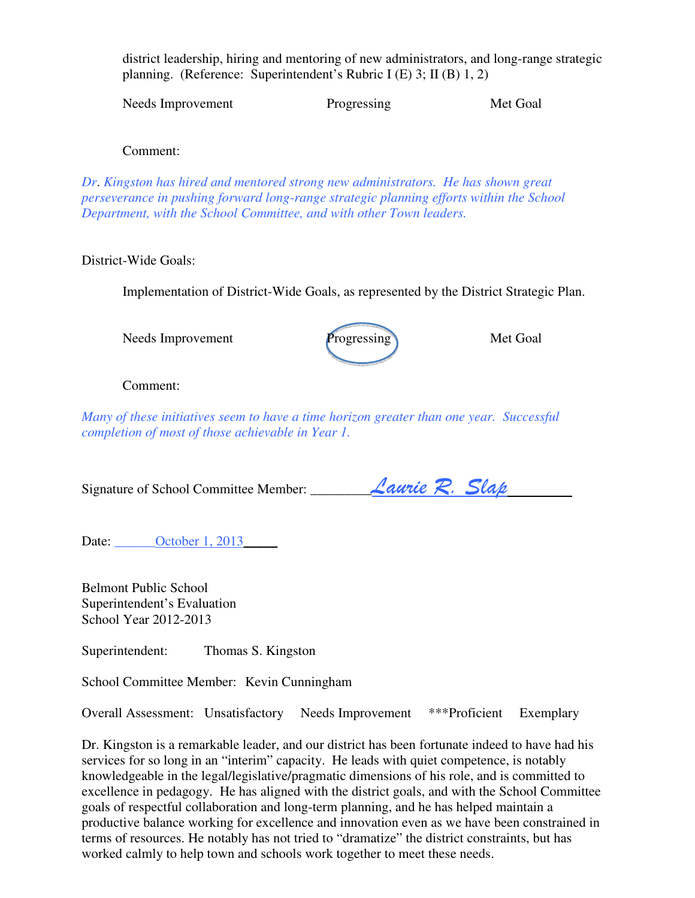district leadership, hiring and mentoring of new administrators, and long-range strategic planning. (Reference: Superintendent's Rubric I (E) 3; II (B) 1, 2)

Needs Improvement Progressing Met Goal

Comment:

*Dr. Kingston has hired and mentored strong new administrators. He has shown great perseverance in pushing forward long-range strategic planning efforts within the School Department, with the School Committee, and with other Town leaders.*

District-Wide Goals:

Implementation of District-Wide Goals, as represented by the District Strategic Plan.

Needs Improvement **(Progressing)** Met Goal

Comment:

*Many of these initiatives seem to have a time horizon greater than one year. Successful completion of most of those achievable in Year 1.*

Signature of School Committee Member: ________*Laurie R. Slap*________

Date: ______October 1, 2013_____

Belmont Public School
Superintendent's Evaluation
School Year 2012-2013

Superintendent: Thomas S. Kingston

School Committee Member: Kevin Cunningham

Overall Assessment: Unsatisfactory Needs Improvement ***Proficient Exemplary

Dr. Kingston is a remarkable leader, and our district has been fortunate indeed to have had his services for so long in an "interim" capacity. He leads with quiet competence, is notably knowledgeable in the legal/legislative/pragmatic dimensions of his role, and is committed to excellence in pedagogy. He has aligned with the district goals, and with the School Committee goals of respectful collaboration and long-term planning, and he has helped maintain a productive balance working for excellence and innovation even as we have been constrained in terms of resources. He notably has not tried to "dramatize" the district constraints, but has worked calmly to help town and schools work together to meet these needs.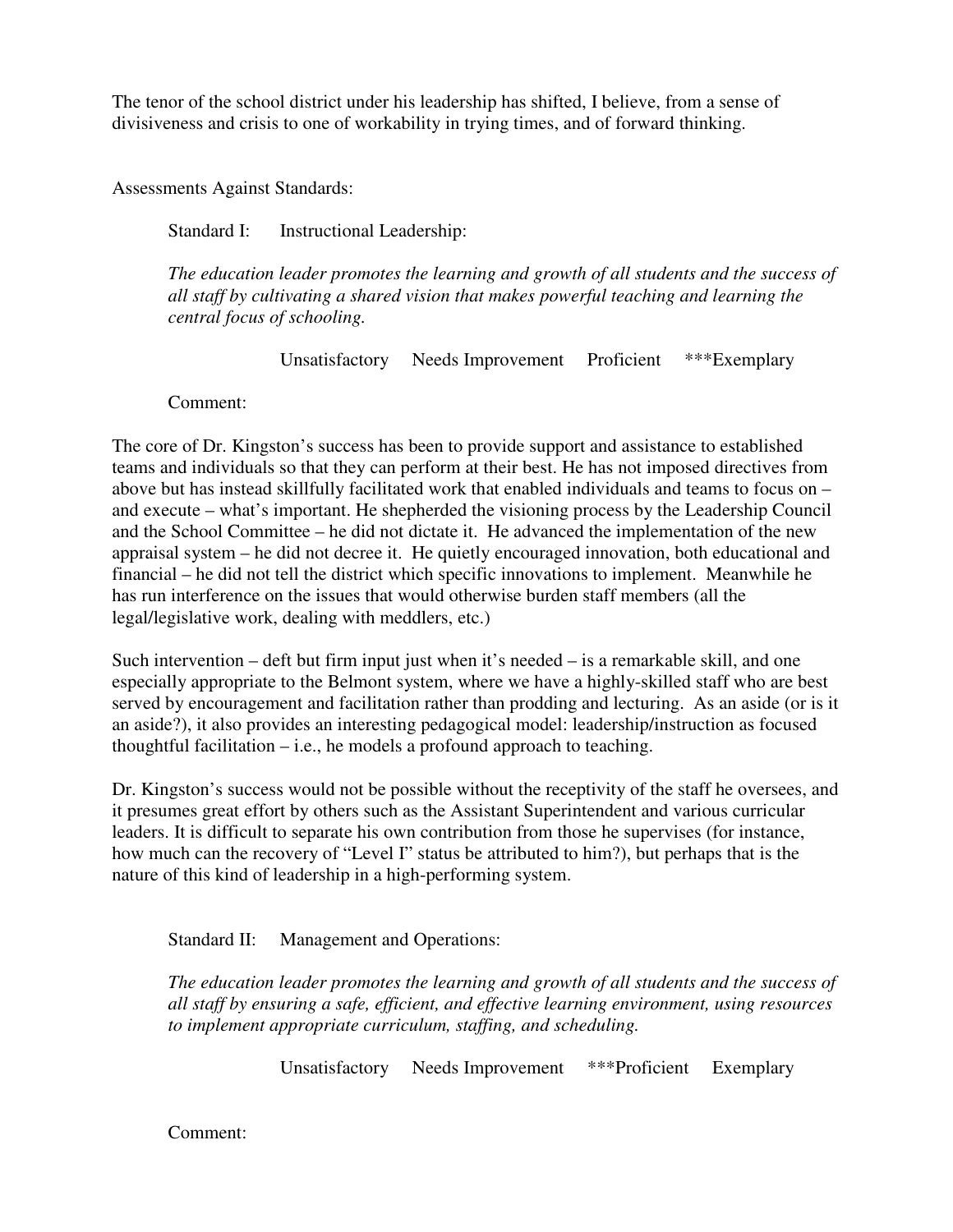The tenor of the school district under his leadership has shifted, I believe, from a sense of divisiveness and crisis to one of workability in trying times, and of forward thinking.

Assessments Against Standards:

Standard I: Instructional Leadership:

*The education leader promotes the learning and growth of all students and the success of all staff by cultivating a shared vision that makes powerful teaching and learning the central focus of schooling.*

Unsatisfactory Needs Improvement Proficient ***Exemplary

Comment:

The core of Dr. Kingston's success has been to provide support and assistance to established teams and individuals so that they can perform at their best. He has not imposed directives from above but has instead skillfully facilitated work that enabled individuals and teams to focus on – and execute – what's important. He shepherded the visioning process by the Leadership Council and the School Committee – he did not dictate it. He advanced the implementation of the new appraisal system – he did not decree it. He quietly encouraged innovation, both educational and financial – he did not tell the district which specific innovations to implement. Meanwhile he has run interference on the issues that would otherwise burden staff members (all the legal/legislative work, dealing with meddlers, etc.)

Such intervention – deft but firm input just when it's needed – is a remarkable skill, and one especially appropriate to the Belmont system, where we have a highly-skilled staff who are best served by encouragement and facilitation rather than prodding and lecturing. As an aside (or is it an aside?), it also provides an interesting pedagogical model: leadership/instruction as focused thoughtful facilitation – i.e., he models a profound approach to teaching.

Dr. Kingston's success would not be possible without the receptivity of the staff he oversees, and it presumes great effort by others such as the Assistant Superintendent and various curricular leaders. It is difficult to separate his own contribution from those he supervises (for instance, how much can the recovery of "Level I" status be attributed to him?), but perhaps that is the nature of this kind of leadership in a high-performing system.

Standard II: Management and Operations:

*The education leader promotes the learning and growth of all students and the success of all staff by ensuring a safe, efficient, and effective learning environment, using resources to implement appropriate curriculum, staffing, and scheduling.*

Unsatisfactory Needs Improvement ***Proficient Exemplary

Comment: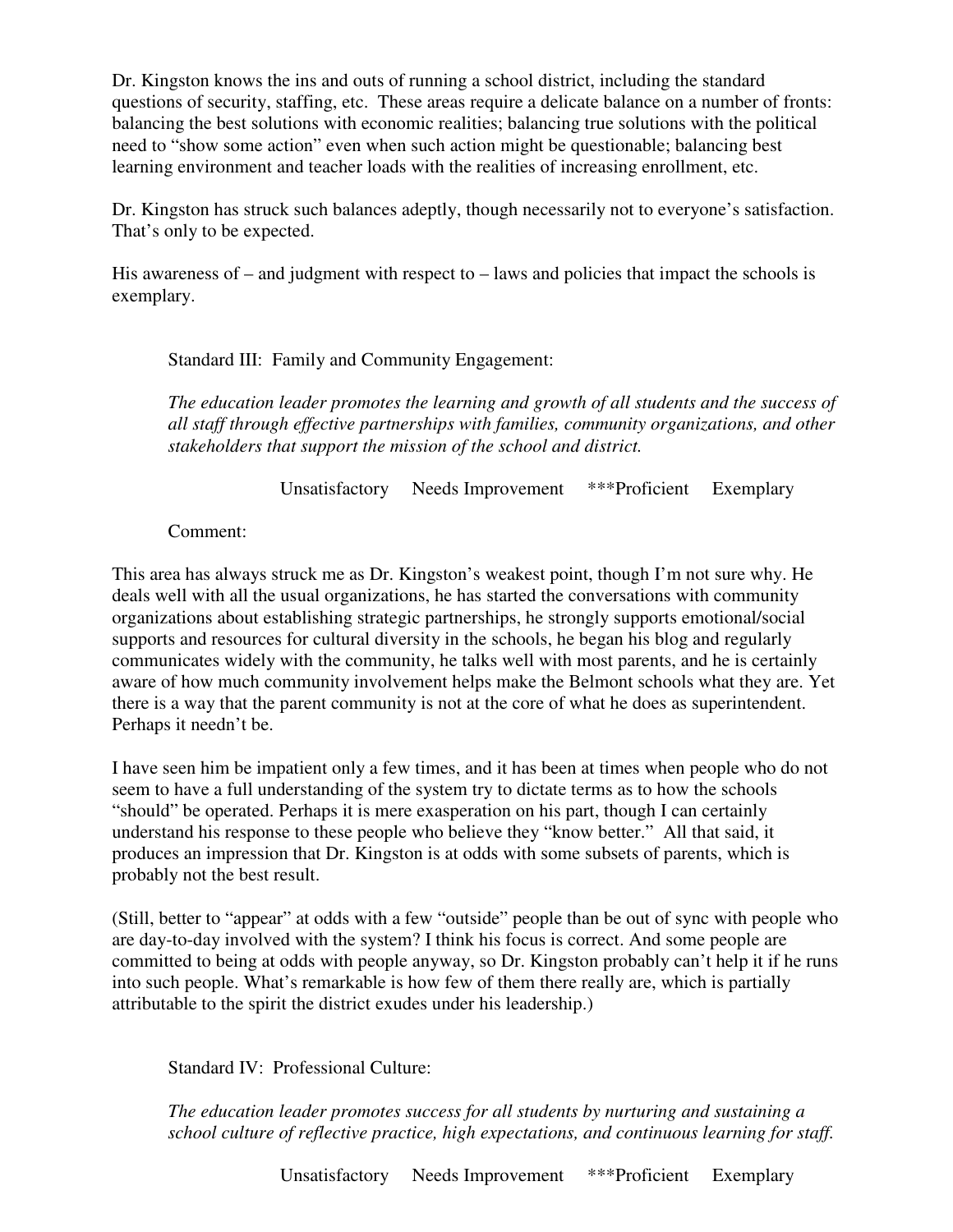Dr. Kingston knows the ins and outs of running a school district, including the standard questions of security, staffing, etc. These areas require a delicate balance on a number of fronts: balancing the best solutions with economic realities; balancing true solutions with the political need to "show some action" even when such action might be questionable; balancing best learning environment and teacher loads with the realities of increasing enrollment, etc.

Dr. Kingston has struck such balances adeptly, though necessarily not to everyone's satisfaction. That's only to be expected.

His awareness of – and judgment with respect to – laws and policies that impact the schools is exemplary.

Standard III: Family and Community Engagement:

*The education leader promotes the learning and growth of all students and the success of all staff through effective partnerships with families, community organizations, and other stakeholders that support the mission of the school and district.*

Unsatisfactory     Needs Improvement     ***Proficient     Exemplary

Comment:

This area has always struck me as Dr. Kingston's weakest point, though I'm not sure why. He deals well with all the usual organizations, he has started the conversations with community organizations about establishing strategic partnerships, he strongly supports emotional/social supports and resources for cultural diversity in the schools, he began his blog and regularly communicates widely with the community, he talks well with most parents, and he is certainly aware of how much community involvement helps make the Belmont schools what they are. Yet there is a way that the parent community is not at the core of what he does as superintendent. Perhaps it needn't be.

I have seen him be impatient only a few times, and it has been at times when people who do not seem to have a full understanding of the system try to dictate terms as to how the schools "should" be operated. Perhaps it is mere exasperation on his part, though I can certainly understand his response to these people who believe they "know better." All that said, it produces an impression that Dr. Kingston is at odds with some subsets of parents, which is probably not the best result.

(Still, better to "appear" at odds with a few "outside" people than be out of sync with people who are day-to-day involved with the system? I think his focus is correct. And some people are committed to being at odds with people anyway, so Dr. Kingston probably can't help it if he runs into such people. What's remarkable is how few of them there really are, which is partially attributable to the spirit the district exudes under his leadership.)

Standard IV: Professional Culture:

*The education leader promotes success for all students by nurturing and sustaining a school culture of reflective practice, high expectations, and continuous learning for staff.*

Unsatisfactory     Needs Improvement     ***Proficient     Exemplary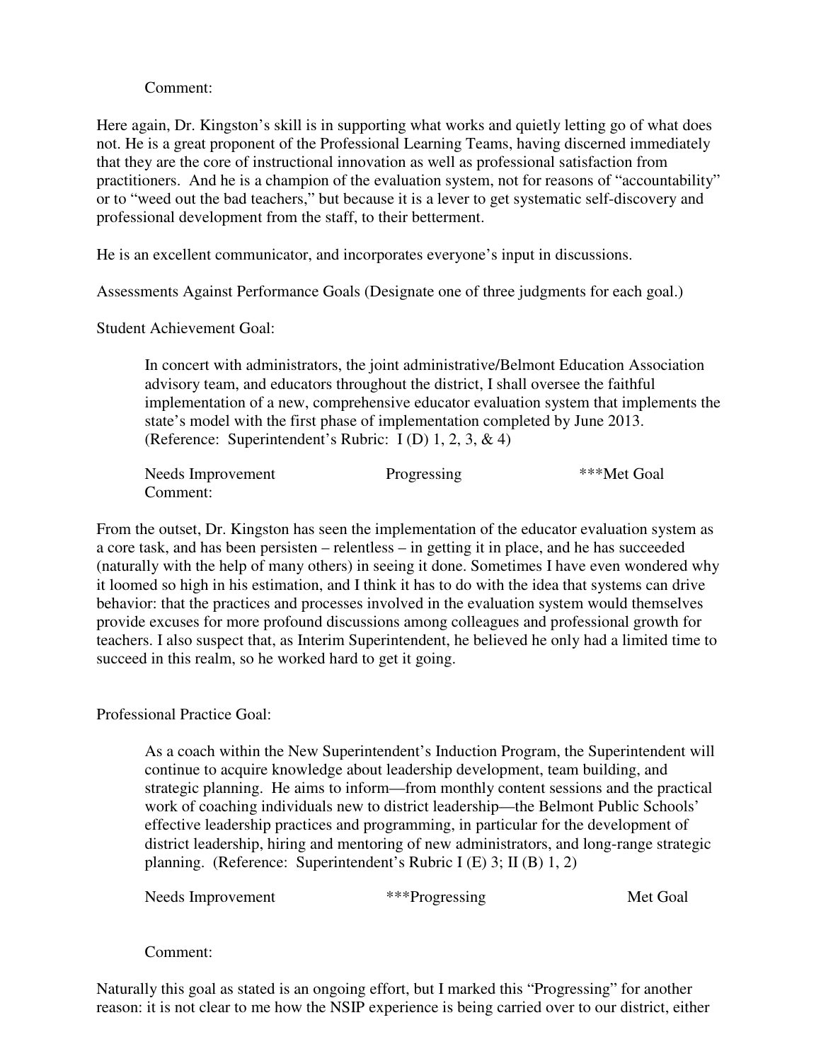Comment:

Here again, Dr. Kingston's skill is in supporting what works and quietly letting go of what does not. He is a great proponent of the Professional Learning Teams, having discerned immediately that they are the core of instructional innovation as well as professional satisfaction from practitioners. And he is a champion of the evaluation system, not for reasons of "accountability" or to "weed out the bad teachers," but because it is a lever to get systematic self-discovery and professional development from the staff, to their betterment.

He is an excellent communicator, and incorporates everyone's input in discussions.

Assessments Against Performance Goals (Designate one of three judgments for each goal.)

Student Achievement Goal:

> In concert with administrators, the joint administrative/Belmont Education Association advisory team, and educators throughout the district, I shall oversee the faithful implementation of a new, comprehensive educator evaluation system that implements the state's model with the first phase of implementation completed by June 2013. (Reference: Superintendent's Rubric: I (D) 1, 2, 3, & 4)
>
> Needs Improvement | Progressing | ***Met Goal
>
> Comment:

From the outset, Dr. Kingston has seen the implementation of the educator evaluation system as a core task, and has been persisten – relentless – in getting it in place, and he has succeeded (naturally with the help of many others) in seeing it done. Sometimes I have even wondered why it loomed so high in his estimation, and I think it has to do with the idea that systems can drive behavior: that the practices and processes involved in the evaluation system would themselves provide excuses for more profound discussions among colleagues and professional growth for teachers. I also suspect that, as Interim Superintendent, he believed he only had a limited time to succeed in this realm, so he worked hard to get it going.

Professional Practice Goal:

> As a coach within the New Superintendent's Induction Program, the Superintendent will continue to acquire knowledge about leadership development, team building, and strategic planning. He aims to inform—from monthly content sessions and the practical work of coaching individuals new to district leadership—the Belmont Public Schools' effective leadership practices and programming, in particular for the development of district leadership, hiring and mentoring of new administrators, and long-range strategic planning. (Reference: Superintendent's Rubric I (E) 3; II (B) 1, 2)
>
> Needs Improvement | ***Progressing | Met Goal
>
> Comment:

Naturally this goal as stated is an ongoing effort, but I marked this "Progressing" for another reason: it is not clear to me how the NSIP experience is being carried over to our district, either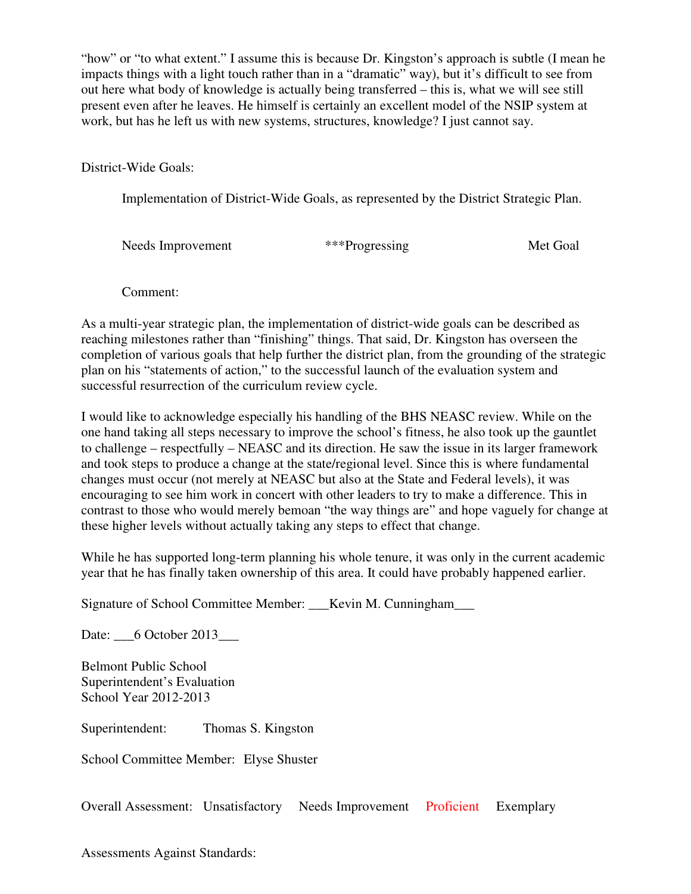"how" or "to what extent." I assume this is because Dr. Kingston's approach is subtle (I mean he impacts things with a light touch rather than in a "dramatic" way), but it's difficult to see from out here what body of knowledge is actually being transferred – this is, what we will see still present even after he leaves. He himself is certainly an excellent model of the NSIP system at work, but has he left us with new systems, structures, knowledge? I just cannot say.

District-Wide Goals:

Implementation of District-Wide Goals, as represented by the District Strategic Plan.

Needs Improvement ***Progressing Met Goal

Comment:

As a multi-year strategic plan, the implementation of district-wide goals can be described as reaching milestones rather than "finishing" things. That said, Dr. Kingston has overseen the completion of various goals that help further the district plan, from the grounding of the strategic plan on his "statements of action," to the successful launch of the evaluation system and successful resurrection of the curriculum review cycle.

I would like to acknowledge especially his handling of the BHS NEASC review. While on the one hand taking all steps necessary to improve the school's fitness, he also took up the gauntlet to challenge – respectfully – NEASC and its direction. He saw the issue in its larger framework and took steps to produce a change at the state/regional level. Since this is where fundamental changes must occur (not merely at NEASC but also at the State and Federal levels), it was encouraging to see him work in concert with other leaders to try to make a difference. This in contrast to those who would merely bemoan "the way things are" and hope vaguely for change at these higher levels without actually taking any steps to effect that change.

While he has supported long-term planning his whole tenure, it was only in the current academic year that he has finally taken ownership of this area. It could have probably happened earlier.

Signature of School Committee Member: \_\_\_Kevin M. Cunningham\_\_\_

Date: \_\_\_6 October 2013\_\_\_

Belmont Public School
Superintendent's Evaluation
School Year 2012-2013

Superintendent: Thomas S. Kingston

School Committee Member: Elyse Shuster

Overall Assessment: Unsatisfactory Needs Improvement **Proficient** Exemplary

Assessments Against Standards: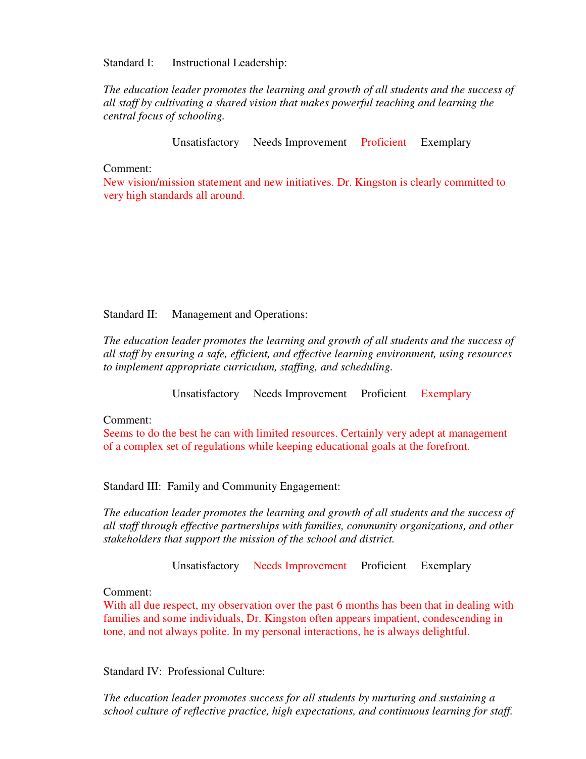Standard I: Instructional Leadership:

*The education leader promotes the learning and growth of all students and the success of all staff by cultivating a shared vision that makes powerful teaching and learning the central focus of schooling.*

Unsatisfactory Needs Improvement **Proficient** Exemplary

Comment:
New vision/mission statement and new initiatives. Dr. Kingston is clearly committed to very high standards all around.

Standard II: Management and Operations:

*The education leader promotes the learning and growth of all students and the success of all staff by ensuring a safe, efficient, and effective learning environment, using resources to implement appropriate curriculum, staffing, and scheduling.*

Unsatisfactory Needs Improvement Proficient **Exemplary**

Comment:
Seems to do the best he can with limited resources. Certainly very adept at management of a complex set of regulations while keeping educational goals at the forefront.

Standard III: Family and Community Engagement:

*The education leader promotes the learning and growth of all students and the success of all staff through effective partnerships with families, community organizations, and other stakeholders that support the mission of the school and district.*

Unsatisfactory **Needs Improvement** Proficient Exemplary

Comment:
With all due respect, my observation over the past 6 months has been that in dealing with families and some individuals, Dr. Kingston often appears impatient, condescending in tone, and not always polite. In my personal interactions, he is always delightful.

Standard IV: Professional Culture:

*The education leader promotes success for all students by nurturing and sustaining a school culture of reflective practice, high expectations, and continuous learning for staff.*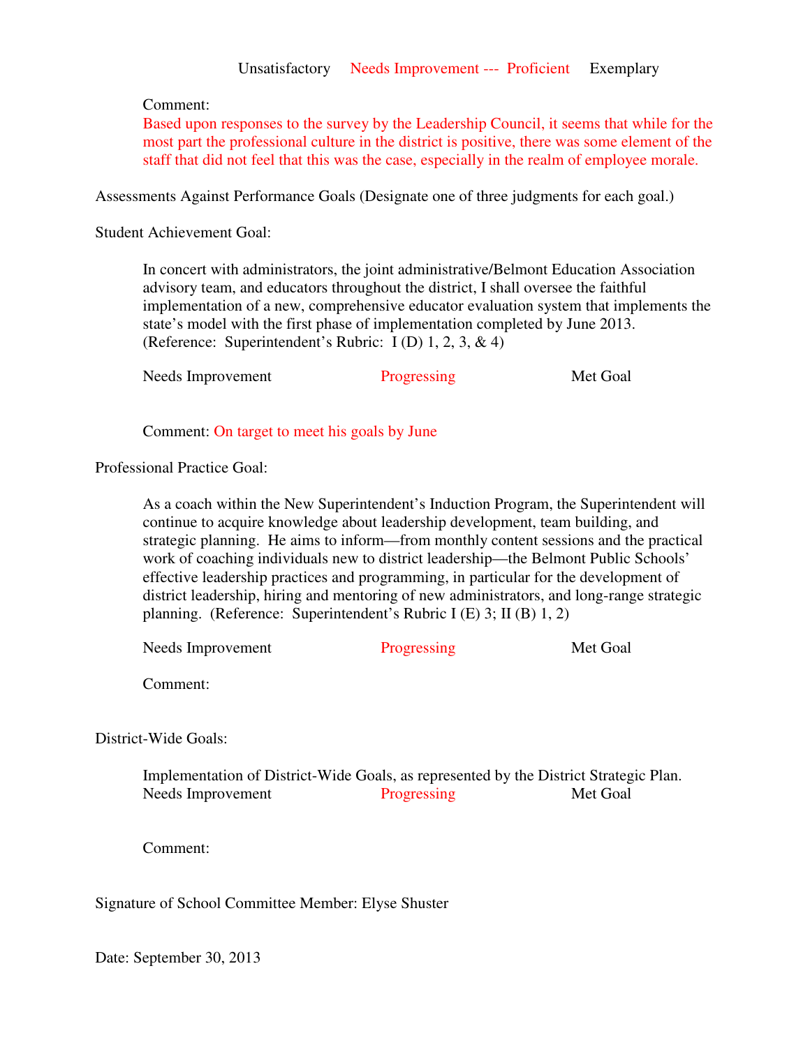Unsatisfactory     Needs Improvement --- Proficient     Exemplary

Comment:
Based upon responses to the survey by the Leadership Council, it seems that while for the most part the professional culture in the district is positive, there was some element of the staff that did not feel that this was the case, especially in the realm of employee morale.

Assessments Against Performance Goals (Designate one of three judgments for each goal.)

Student Achievement Goal:

In concert with administrators, the joint administrative/Belmont Education Association advisory team, and educators throughout the district, I shall oversee the faithful implementation of a new, comprehensive educator evaluation system that implements the state's model with the first phase of implementation completed by June 2013. (Reference: Superintendent's Rubric: I (D) 1, 2, 3, & 4)

Needs Improvement     Progressing     Met Goal

Comment: On target to meet his goals by June

Professional Practice Goal:

As a coach within the New Superintendent's Induction Program, the Superintendent will continue to acquire knowledge about leadership development, team building, and strategic planning. He aims to inform—from monthly content sessions and the practical work of coaching individuals new to district leadership—the Belmont Public Schools' effective leadership practices and programming, in particular for the development of district leadership, hiring and mentoring of new administrators, and long-range strategic planning. (Reference: Superintendent's Rubric I (E) 3; II (B) 1, 2)

Needs Improvement     Progressing     Met Goal

Comment:

District-Wide Goals:

Implementation of District-Wide Goals, as represented by the District Strategic Plan.

Needs Improvement     Progressing     Met Goal

Comment:

Signature of School Committee Member: Elyse Shuster

Date: September 30, 2013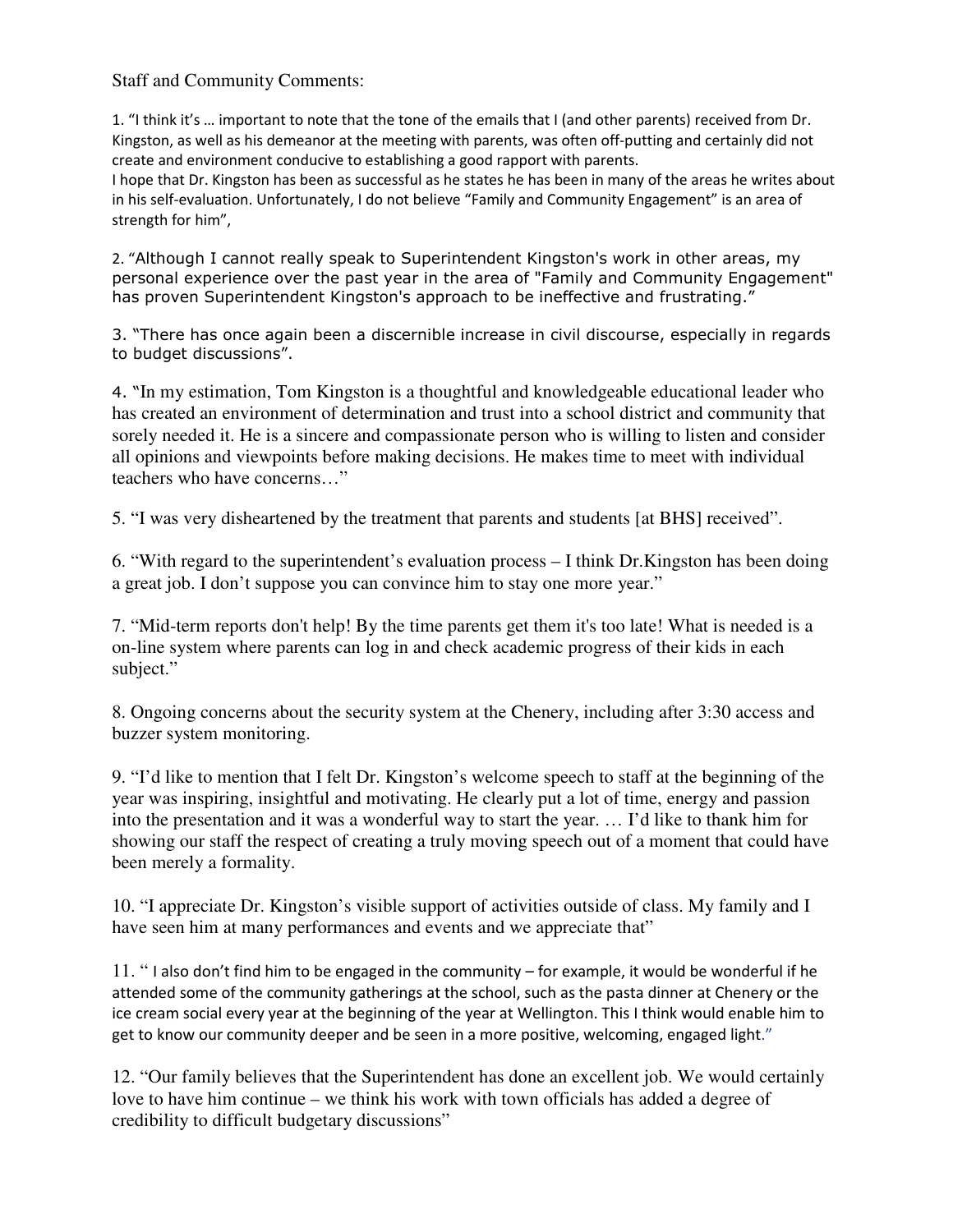Staff and Community Comments:

1. "I think it's … important to note that the tone of the emails that I (and other parents) received from Dr. Kingston, as well as his demeanor at the meeting with parents, was often off-putting and certainly did not create and environment conducive to establishing a good rapport with parents.
I hope that Dr. Kingston has been as successful as he states he has been in many of the areas he writes about in his self-evaluation. Unfortunately, I do not believe "Family and Community Engagement" is an area of strength for him",

2. "Although I cannot really speak to Superintendent Kingston's work in other areas, my personal experience over the past year in the area of "Family and Community Engagement" has proven Superintendent Kingston's approach to be ineffective and frustrating."

3. "There has once again been a discernible increase in civil discourse, especially in regards to budget discussions".

4. "In my estimation, Tom Kingston is a thoughtful and knowledgeable educational leader who has created an environment of determination and trust into a school district and community that sorely needed it. He is a sincere and compassionate person who is willing to listen and consider all opinions and viewpoints before making decisions. He makes time to meet with individual teachers who have concerns…"

5. "I was very disheartened by the treatment that parents and students [at BHS] received".

6. "With regard to the superintendent's evaluation process – I think Dr.Kingston has been doing a great job. I don't suppose you can convince him to stay one more year."

7. "Mid-term reports don't help! By the time parents get them it's too late! What is needed is a on-line system where parents can log in and check academic progress of their kids in each subject."

8. Ongoing concerns about the security system at the Chenery, including after 3:30 access and buzzer system monitoring.

9. "I'd like to mention that I felt Dr. Kingston's welcome speech to staff at the beginning of the year was inspiring, insightful and motivating. He clearly put a lot of time, energy and passion into the presentation and it was a wonderful way to start the year. … I'd like to thank him for showing our staff the respect of creating a truly moving speech out of a moment that could have been merely a formality.

10. "I appreciate Dr. Kingston's visible support of activities outside of class. My family and I have seen him at many performances and events and we appreciate that"

11. " I also don't find him to be engaged in the community – for example, it would be wonderful if he attended some of the community gatherings at the school, such as the pasta dinner at Chenery or the ice cream social every year at the beginning of the year at Wellington. This I think would enable him to get to know our community deeper and be seen in a more positive, welcoming, engaged light."

12. "Our family believes that the Superintendent has done an excellent job. We would certainly love to have him continue – we think his work with town officials has added a degree of credibility to difficult budgetary discussions"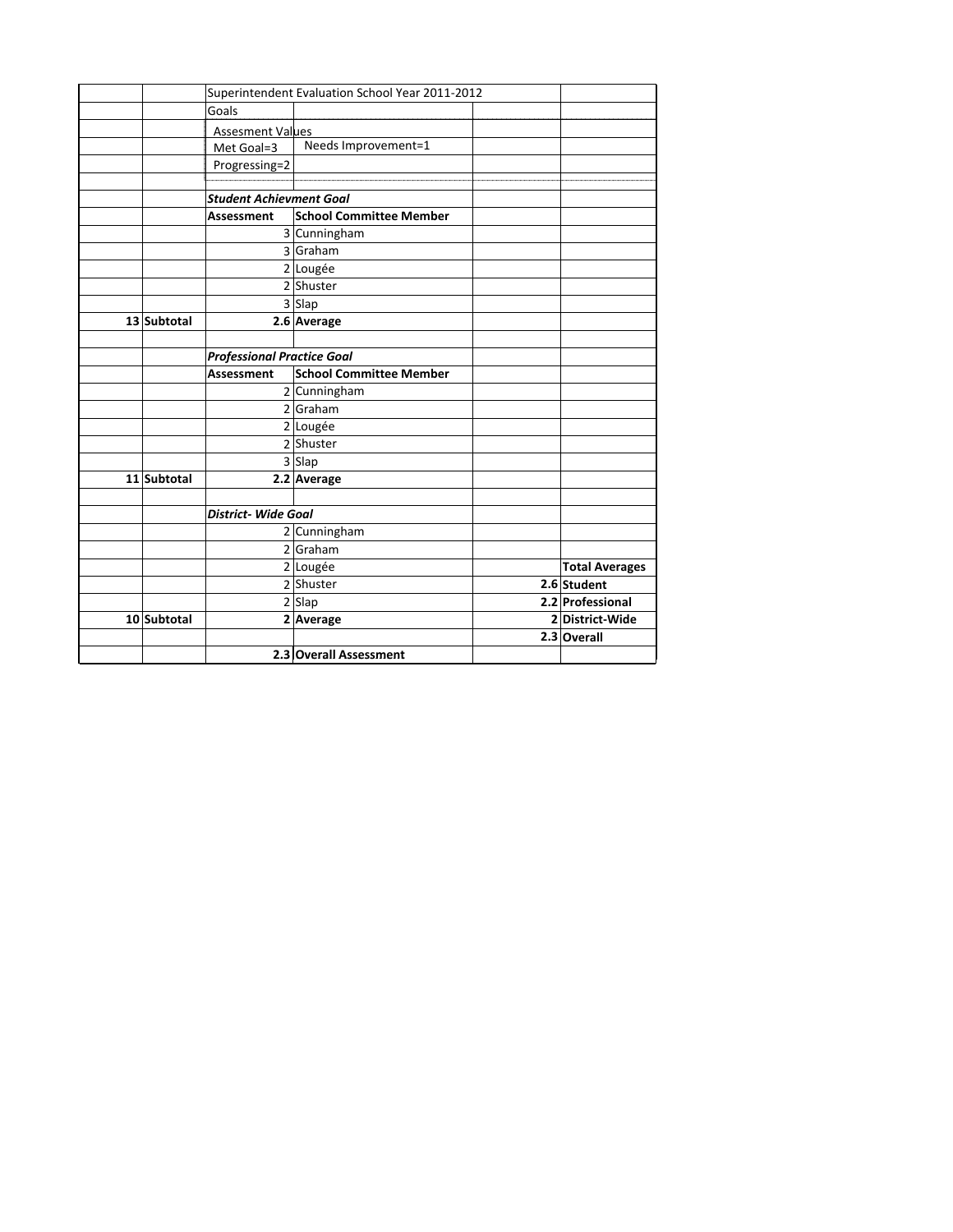| | | | | | |
|---|---|---|---|---|---|
| | | Superintendent Evaluation School Year 2011-2012 | | | |
| | | Goals | | | |
| | | Assesment Values | | | |
| | | Met Goal=3 | Needs Improvement=1 | | |
| | | Progressing=2 | | | |
| | | | | | |
| | | ***Student Achievment Goal*** | | | |
| | | **Assessment** | **School Committee Member** | | |
| | | 3 | Cunningham | | |
| | | 3 | Graham | | |
| | | 2 | Lougée | | |
| | | 2 | Shuster | | |
| | | 3 | Slap | | |
| **13** | **Subtotal** | **2.6** | **Average** | | |
| | | | | | |
| | | ***Professional Practice Goal*** | | | |
| | | **Assessment** | **School Committee Member** | | |
| | | 2 | Cunningham | | |
| | | 2 | Graham | | |
| | | 2 | Lougée | | |
| | | 2 | Shuster | | |
| | | 3 | Slap | | |
| **11** | **Subtotal** | **2.2** | **Average** | | |
| | | | | | |
| | | ***District- Wide Goal*** | | | |
| | | 2 | Cunningham | | |
| | | 2 | Graham | | |
| | | 2 | Lougée | | **Total Averages** |
| | | 2 | Shuster | **2.6** | **Student** |
| | | 2 | Slap | **2.2** | **Professional** |
| **10** | **Subtotal** | **2** | **Average** | **2** | **District-Wide** |
| | | | | **2.3** | **Overall** |
| | | **2.3** | **Overall Assessment** | | |